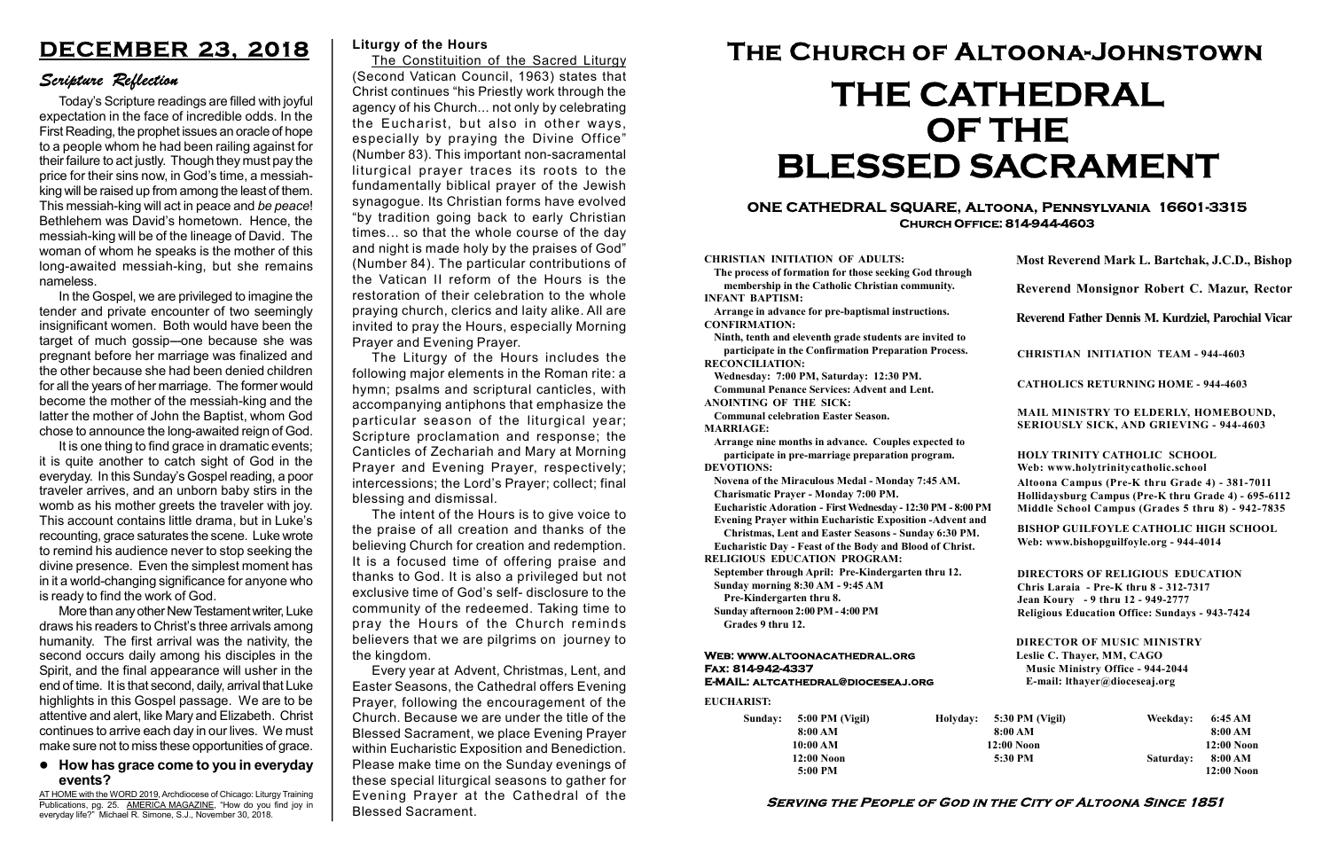# DECEMBER 23, 2018

## *Scripture Reflection*

Today's Scripture readings are filled with joyful expectation in the face of incredible odds. In the First Reading, the prophet issues an oracle of hope to a people whom he had been railing against for their failure to act justly. Though they must pay the price for their sins now, in God's time, a messiah-king will be raised up from among the least of them. This messiah-king will act in peace and *be peace*! Bethlehem was David's hometown. Hence, the messiah-king will be of the lineage of David. The woman of whom he speaks is the mother of this long-awaited messiah-king, but she remains nameless.

In the Gospel, we are privileged to imagine the tender and private encounter of two seemingly insignificant women. Both would have been the target of much gossip—one because she was pregnant before her marriage was finalized and the other because she had been denied children for all the years of her marriage. The former would become the mother of the messiah-king and the latter the mother of John the Baptist, whom God chose to announce the long-awaited reign of God.

It is one thing to find grace in dramatic events; it is quite another to catch sight of God in the everyday. In this Sunday's Gospel reading, a poor traveler arrives, and an unborn baby stirs in the womb as his mother greets the traveler with joy. This account contains little drama, but in Luke's recounting, grace saturates the scene. Luke wrote to remind his audience never to stop seeking the divine presence. Even the simplest moment has in it a world-changing significance for anyone who is ready to find the work of God.

More than any other New Testament writer, Luke draws his readers to Christ's three arrivals among humanity. The first arrival was the nativity, the second occurs daily among his disciples in the Spirit, and the final appearance will usher in the end of time. It is that second, daily, arrival that Luke highlights in this Gospel passage. We are to be attentive and alert, like Mary and Elizabeth. Christ continues to arrive each day in our lives. We must make sure not to miss these opportunities of grace.

- **How has grace come to you in everyday events?**

AT HOME with the WORD 2019, Archdiocese of Chicago: Liturgy Training Publications, pg. 25. AMERICA MAGAZINE, "How do you find joy in everyday life?" Michael R. Simone, S.J., November 30, 2018.

### Liturgy of the Hours

The Constituition of the Sacred Liturgy (Second Vatican Council, 1963) states that Christ continues "his Priestly work through the agency of his Church... not only by celebrating the Eucharist, but also in other ways, especially by praying the Divine Office" (Number 83). This important non-sacramental liturgical prayer traces its roots to the fundamentally biblical prayer of the Jewish synagogue. Its Christian forms have evolved "by tradition going back to early Christian times... so that the whole course of the day and night is made holy by the praises of God" (Number 84). The particular contributions of the Vatican II reform of the Hours is the restoration of their celebration to the whole praying church, clerics and laity alike. All are invited to pray the Hours, especially Morning Prayer and Evening Prayer.

The Liturgy of the Hours includes the following major elements in the Roman rite: a hymn; psalms and scriptural canticles, with accompanying antiphons that emphasize the particular season of the liturgical year; Scripture proclamation and response; the Canticles of Zechariah and Mary at Morning Prayer and Evening Prayer, respectively; intercessions; the Lord's Prayer; collect; final blessing and dismissal.

The intent of the Hours is to give voice to the praise of all creation and thanks of the believing Church for creation and redemption. It is a focused time of offering praise and thanks to God. It is also a privileged but not exclusive time of God's self- disclosure to the community of the redeemed. Taking time to pray the Hours of the Church reminds believers that we are pilgrims on journey to the kingdom.

Every year at Advent, Christmas, Lent, and Easter Seasons, the Cathedral offers Evening Prayer, following the encouragement of the Church. Because we are under the title of the Blessed Sacrament, we place Evening Prayer within Eucharistic Exposition and Benediction. Please make time on the Sunday evenings of these special liturgical seasons to gather for Evening Prayer at the Cathedral of the Blessed Sacrament.

# The Church of Altoona-Johnstown

# THE CATHEDRAL OF THE BLESSED SACRAMENT

**ONE CATHEDRAL SQUARE, Altoona, Pennsylvania 16601-3315**
**Church Office: 814-944-4603**

**CHRISTIAN INITIATION OF ADULTS:**
The process of formation for those seeking God through membership in the Catholic Christian community.
**INFANT BAPTISM:**
Arrange in advance for pre-baptismal instructions.
**CONFIRMATION:**
Ninth, tenth and eleventh grade students are invited to participate in the Confirmation Preparation Process.
**RECONCILIATION:**
Wednesday: 7:00 PM, Saturday: 12:30 PM.
Communal Penance Services: Advent and Lent.
**ANOINTING OF THE SICK:**
Communal celebration Easter Season.
**MARRIAGE:**
Arrange nine months in advance. Couples expected to participate in pre-marriage preparation program.
**DEVOTIONS:**
Novena of the Miraculous Medal - Monday 7:45 AM.
Charismatic Prayer - Monday 7:00 PM.
Eucharistic Adoration - First Wednesday - 12:30 PM - 8:00 PM
Evening Prayer within Eucharistic Exposition -Advent and Christmas, Lent and Easter Seasons - Sunday 6:30 PM.
Eucharistic Day - Feast of the Body and Blood of Christ.
**RELIGIOUS EDUCATION PROGRAM:**
September through April: Pre-Kindergarten thru 12.
Sunday morning 8:30 AM - 9:45 AM
Pre-Kindergarten thru 8.
Sunday afternoon 2:00 PM - 4:00 PM
Grades 9 thru 12.

**Most Reverend Mark L. Bartchak, J.C.D., Bishop**

**Reverend Monsignor Robert C. Mazur, Rector**

**Reverend Father Dennis M. Kurdziel, Parochial Vicar**

**CHRISTIAN INITIATION TEAM - 944-4603**

**CATHOLICS RETURNING HOME - 944-4603**

**MAIL MINISTRY TO ELDERLY, HOMEBOUND, SERIOUSLY SICK, AND GRIEVING - 944-4603**

**HOLY TRINITY CATHOLIC SCHOOL**
Web: www.holytrinitycatholic.school
Altoona Campus (Pre-K thru Grade 4) - 381-7011
Hollidaysburg Campus (Pre-K thru Grade 4) - 695-6112
Middle School Campus (Grades 5 thru 8) - 942-7835

**BISHOP GUILFOYLE CATHOLIC HIGH SCHOOL**
Web: www.bishopguilfoyle.org - 944-4014

**DIRECTORS OF RELIGIOUS EDUCATION**
Chris Laraia - Pre-K thru 8 - 312-7317
Jean Koury - 9 thru 12 - 949-2777
Religious Education Office: Sundays - 943-7424

**DIRECTOR OF MUSIC MINISTRY**
Leslie C. Thayer, MM, CAGO
Music Ministry Office - 944-2044
E-mail: lthayer@dioceseaj.org

**Web: www.altoonacathedral.org**
**Fax: 814-942-4337**
**E-MAIL: altcathedral@dioceseaj.org**

**EUCHARIST:**

| | | | | | |
|---|---|---|---|---|---|
| Sunday: | 5:00 PM (Vigil) | Holyday: | 5:30 PM (Vigil) | Weekday: | 6:45 AM |
| | 8:00 AM | | 8:00 AM | | 8:00 AM |
| | 10:00 AM | | 12:00 Noon | | 12:00 Noon |
| | 12:00 Noon | | 5:30 PM | Saturday: | 8:00 AM |
| | 5:00 PM | | | | 12:00 Noon |

**Serving the People of God in the City of Altoona Since 1851**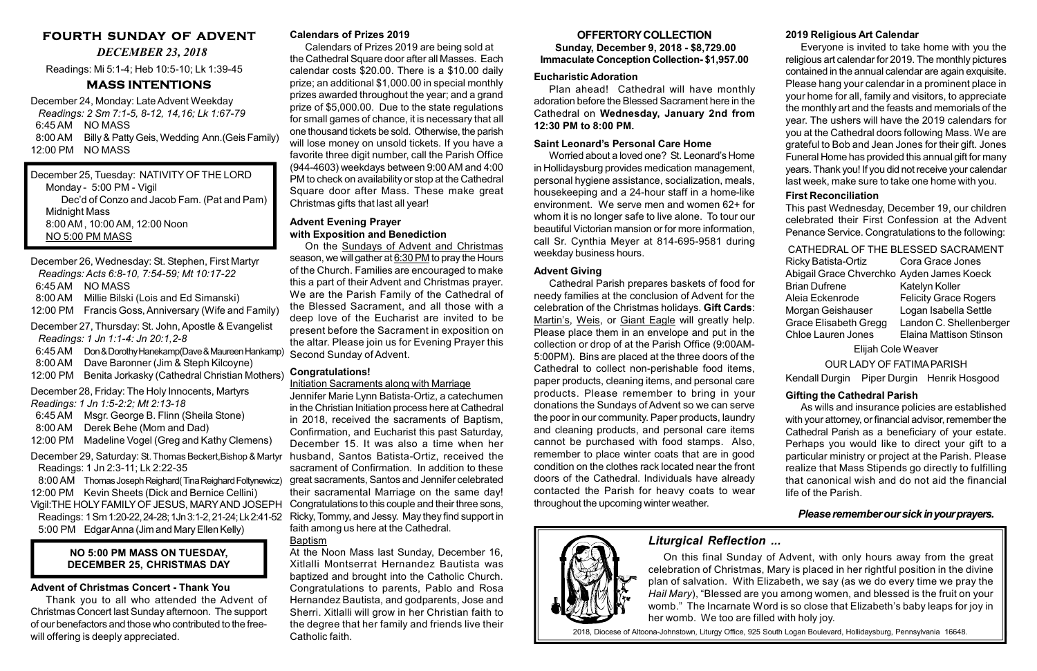# FOURTH SUNDAY OF ADVENT

*DECEMBER 23, 2018*

Readings: Mi 5:1-4; Heb 10:5-10; Lk 1:39-45

## MASS INTENTIONS

December 24, Monday: Late Advent Weekday
*Readings: 2 Sm 7:1-5, 8-12, 14,16; Lk 1:67-79*
6:45 AM NO MASS
8:00 AM Billy & Patty Geis, Wedding Ann.(Geis Family)
12:00 PM NO MASS

December 25, Tuesday: NATIVITY OF THE LORD
Monday - 5:00 PM - Vigil
Dec'd of Conzo and Jacob Fam. (Pat and Pam)
Midnight Mass
8:00 AM , 10:00 AM, 12:00 Noon
NO 5:00 PM MASS

December 26, Wednesday: St. Stephen, First Martyr
*Readings: Acts 6:8-10, 7:54-59; Mt 10:17-22*
6:45 AM NO MASS
8:00 AM Millie Bilski (Lois and Ed Simanski)
12:00 PM Francis Goss, Anniversary (Wife and Family)

December 27, Thursday: St. John, Apostle & Evangelist
*Readings: 1 Jn 1:1-4: Jn 20:1,2-8*
6:45 AM Don & Dorothy Hanekamp(Dave & Maureen Hankamp)
8:00 AM Dave Baronner (Jim & Steph Kilcoyne)
12:00 PM Benita Jorkasky (Cathedral Christian Mothers)

December 28, Friday: The Holy Innocents, Martyrs
*Readings: 1 Jn 1:5-2:2; Mt 2:13-18*
6:45 AM Msgr. George B. Flinn (Sheila Stone)
8:00 AM Derek Behe (Mom and Dad)
12:00 PM Madeline Vogel (Greg and Kathy Clemens)

December 29, Saturday: St. Thomas Beckert,Bishop & Martyr
Readings: 1 Jn 2:3-11; Lk 2:22-35
8:00 AM Thomas Joseph Reighard( Tina Reighard Foltynewicz)
12:00 PM Kevin Sheets (Dick and Bernice Cellini)
Vigil:THE HOLY FAMILY OF JESUS, MARY AND JOSEPH
Readings: 1 Sm 1:20-22, 24-28; 1Jn 3:1-2, 21-24; Lk 2:41-52
5:00 PM Edgar Anna (Jim and Mary Ellen Kelly)

**NO 5:00 PM MASS ON TUESDAY, DECEMBER 25, CHRISTMAS DAY**

### Advent of Christmas Concert - Thank You

Thank you to all who attended the Advent of Christmas Concert last Sunday afternoon. The support of our benefactors and those who contributed to the free-will offering is deeply appreciated.

### Calendars of Prizes 2019

Calendars of Prizes 2019 are being sold at the Cathedral Square door after all Masses. Each calendar costs $20.00. There is a $10.00 daily prize; an additional $1,000.00 in special monthly prizes awarded throughout the year; and a grand prize of $5,000.00. Due to the state regulations for small games of chance, it is necessary that all one thousand tickets be sold. Otherwise, the parish will lose money on unsold tickets. If you have a favorite three digit number, call the Parish Office (944-4603) weekdays between 9:00 AM and 4:00 PM to check on availability or stop at the Cathedral Square door after Mass. These make great Christmas gifts that last all year!

### Advent Evening Prayer with Exposition and Benediction

On the Sundays of Advent and Christmas season, we will gather at 6:30 PM to pray the Hours of the Church. Families are encouraged to make this a part of their Advent and Christmas prayer. We are the Parish Family of the Cathedral of the Blessed Sacrament, and all those with a deep love of the Eucharist are invited to be present before the Sacrament in exposition on the altar. Please join us for Evening Prayer this Second Sunday of Advent.

### Congratulations!

Initiation Sacraments along with Marriage

Jennifer Marie Lynn Batista-Ortiz, a catechumen in the Christian Initiation process here at Cathedral in 2018, received the sacraments of Baptism, Confirmation, and Eucharist this past Saturday, December 15. It was also a time when her husband, Santos Batista-Ortiz, received the sacrament of Confirmation. In addition to these great sacraments, Santos and Jennifer celebrated their sacramental Marriage on the same day! Congratulations to this couple and their three sons, Ricky, Tommy, and Jessy. May they find support in faith among us here at the Cathedral.

Baptism

At the Noon Mass last Sunday, December 16, Xitlalli Montserrat Hernandez Bautista was baptized and brought into the Catholic Church. Congratulations to parents, Pablo and Rosa Hernandez Bautista, and godparents, Jose and Sherri. Xitlalli will grow in her Christian faith to the degree that her family and friends live their Catholic faith.

### OFFERTORY COLLECTION

**Sunday, December 9, 2018 - $8,729.00**
**Immaculate Conception Collection- $1,957.00**

### Eucharistic Adoration

Plan ahead! Cathedral will have monthly adoration before the Blessed Sacrament here in the Cathedral on **Wednesday, January 2nd from 12:30 PM to 8:00 PM.**

### Saint Leonard's Personal Care Home

Worried about a loved one? St. Leonard's Home in Hollidaysburg provides medication management, personal hygiene assistance, socialization, meals, housekeeping and a 24-hour staff in a home-like environment. We serve men and women 62+ for whom it is no longer safe to live alone. To tour our beautiful Victorian mansion or for more information, call Sr. Cynthia Meyer at 814-695-9581 during weekday business hours.

### Advent Giving

Cathedral Parish prepares baskets of food for needy families at the conclusion of Advent for the celebration of the Christmas holidays. **Gift Cards**: Martin's, Weis, or Giant Eagle will greatly help. Please place them in an envelope and put in the collection or drop of at the Parish Office (9:00AM-5:00PM). Bins are placed at the three doors of the Cathedral to collect non-perishable food items, paper products, cleaning items, and personal care products. Please remember to bring in your donations the Sundays of Advent so we can serve the poor in our community. Paper products, laundry and cleaning products, and personal care items cannot be purchased with food stamps. Also, remember to place winter coats that are in good condition on the clothes rack located near the front doors of the Cathedral. Individuals have already contacted the Parish for heavy coats to wear throughout the upcoming winter weather.

### 2019 Religious Art Calendar

Everyone is invited to take home with you the religious art calendar for 2019. The monthly pictures contained in the annual calendar are again exquisite. Please hang your calendar in a prominent place in your home for all, family and visitors, to appreciate the monthly art and the feasts and memorials of the year. The ushers will have the 2019 calendars for you at the Cathedral doors following Mass. We are grateful to Bob and Jean Jones for their gift. Jones Funeral Home has provided this annual gift for many years. Thank you! If you did not receive your calendar last week, make sure to take one home with you.

### First Reconciliation

This past Wednesday, December 19, our children celebrated their First Confession at the Advent Penance Service. Congratulations to the following:

CATHEDRAL OF THE BLESSED SACRAMENT

| | |
|---|---|
| Ricky Batista-Ortiz | Cora Grace Jones |
| Abigail Grace Chverchko | Ayden James Koeck |
| Brian Dufrene | Katelyn Koller |
| Aleia Eckenrode | Felicity Grace Rogers |
| Morgan Geishauser | Logan Isabella Settle |
| Grace Elisabeth Gregg | Landon C. Shellenberger |
| Chloe Lauren Jones | Elaina Mattison Stinson |

Elijah Cole Weaver

OUR LADY OF FATIMA PARISH

Kendall Durgin Piper Durgin Henrik Hosgood

### Gifting the Cathedral Parish

As wills and insurance policies are established with your attorney, or financial advisor, remember the Cathedral Parish as a beneficiary of your estate. Perhaps you would like to direct your gift to a particular ministry or project at the Parish. Please realize that Mass Stipends go directly to fulfilling that canonical wish and do not aid the financial life of the Parish.

***Please remember our sick in your prayers.***

### *Liturgical Reflection ...*

On this final Sunday of Advent, with only hours away from the great celebration of Christmas, Mary is placed in her rightful position in the divine plan of salvation. With Elizabeth, we say (as we do every time we pray the *Hail Mary*), "Blessed are you among women, and blessed is the fruit on your womb." The Incarnate Word is so close that Elizabeth's baby leaps for joy in her womb. We too are filled with holy joy.

2018, Diocese of Altoona-Johnstown, Liturgy Office, 925 South Logan Boulevard, Hollidaysburg, Pennsylvania 16648.